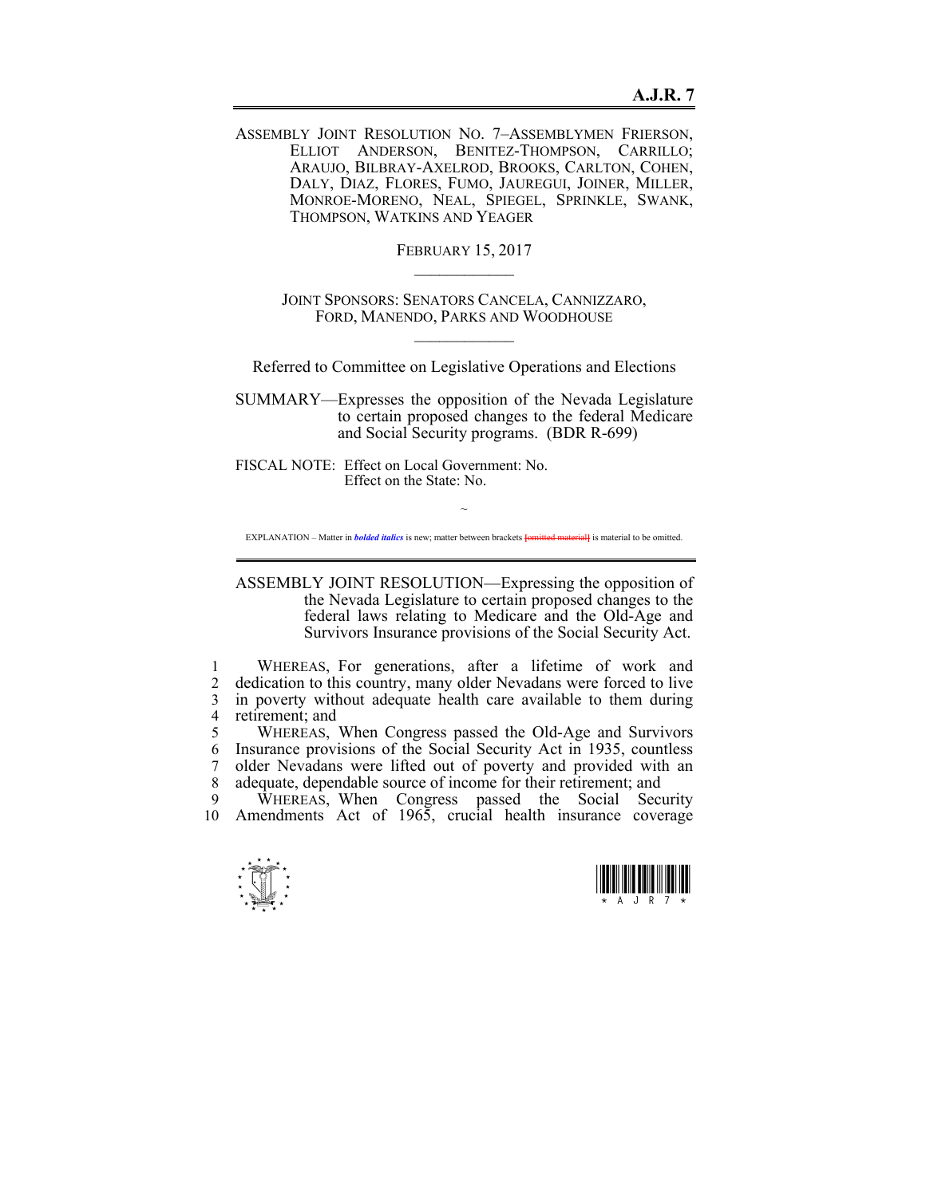**A.J.R. 7**

ASSEMBLY JOINT RESOLUTION NO. 7–ASSEMBLYMEN FRIERSON, ELLIOT ANDERSON, BENITEZ-THOMPSON, CARRILLO; ARAUJO, BILBRAY-AXELROD, BROOKS, CARLTON, COHEN, DALY, DIAZ, FLORES, FUMO, JAUREGUI, JOINER, MILLER, MONROE-MORENO, NEAL, SPIEGEL, SPRINKLE, SWANK, THOMPSON, WATKINS AND YEAGER

FEBRUARY 15, 2017

JOINT SPONSORS: SENATORS CANCELA, CANNIZZARO, FORD, MANENDO, PARKS AND WOODHOUSE

Referred to Committee on Legislative Operations and Elections

SUMMARY—Expresses the opposition of the Nevada Legislature to certain proposed changes to the federal Medicare and Social Security programs. (BDR R-699)

FISCAL NOTE: Effect on Local Government: No.
Effect on the State: No.

~

EXPLANATION – Matter in ***bolded italics*** is new; matter between brackets [omitted material] is material to be omitted.

ASSEMBLY JOINT RESOLUTION—Expressing the opposition of the Nevada Legislature to certain proposed changes to the federal laws relating to Medicare and the Old-Age and Survivors Insurance provisions of the Social Security Act.

1 WHEREAS, For generations, after a lifetime of work and
2 dedication to this country, many older Nevadans were forced to live
3 in poverty without adequate health care available to them during
4 retirement; and
5 WHEREAS, When Congress passed the Old-Age and Survivors
6 Insurance provisions of the Social Security Act in 1935, countless
7 older Nevadans were lifted out of poverty and provided with an
8 adequate, dependable source of income for their retirement; and
9 WHEREAS, When Congress passed the Social Security
10 Amendments Act of 1965, crucial health insurance coverage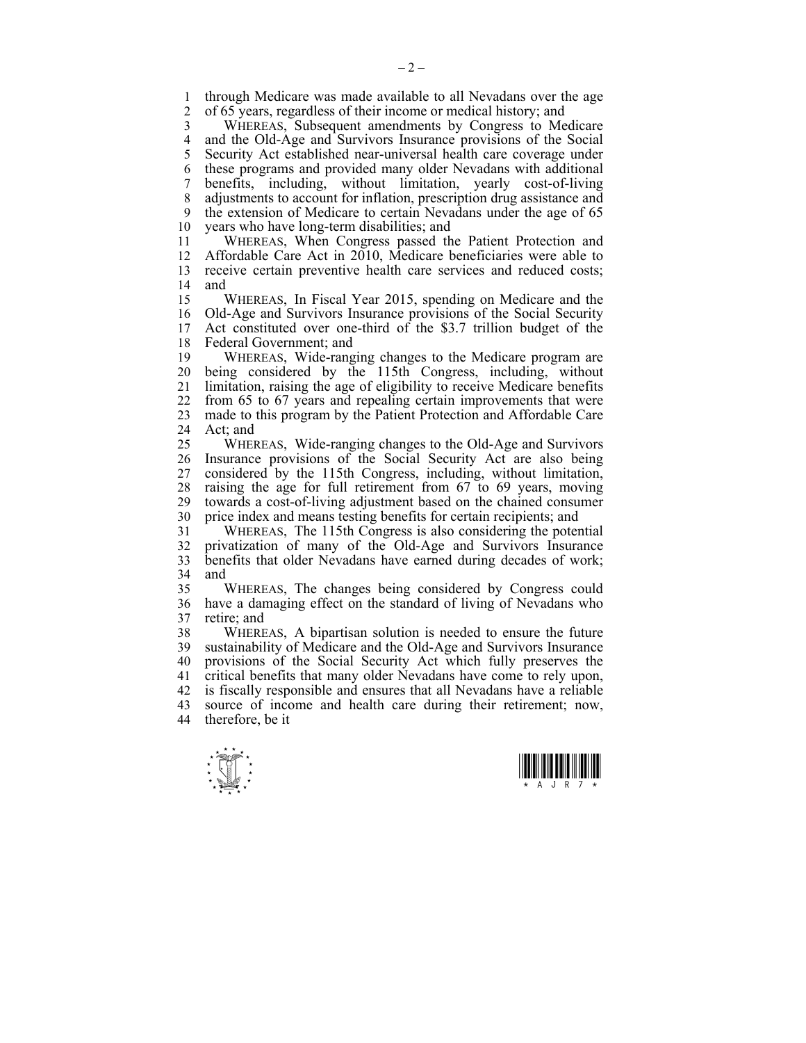through Medicare was made available to all Nevadans over the age of 65 years, regardless of their income or medical history; and

WHEREAS, Subsequent amendments by Congress to Medicare and the Old-Age and Survivors Insurance provisions of the Social Security Act established near-universal health care coverage under these programs and provided many older Nevadans with additional benefits, including, without limitation, yearly cost-of-living adjustments to account for inflation, prescription drug assistance and the extension of Medicare to certain Nevadans under the age of 65 years who have long-term disabilities; and

WHEREAS, When Congress passed the Patient Protection and Affordable Care Act in 2010, Medicare beneficiaries were able to receive certain preventive health care services and reduced costs; and

WHEREAS, In Fiscal Year 2015, spending on Medicare and the Old-Age and Survivors Insurance provisions of the Social Security Act constituted over one-third of the $3.7 trillion budget of the Federal Government; and

WHEREAS, Wide-ranging changes to the Medicare program are being considered by the 115th Congress, including, without limitation, raising the age of eligibility to receive Medicare benefits from 65 to 67 years and repealing certain improvements that were made to this program by the Patient Protection and Affordable Care Act; and

WHEREAS, Wide-ranging changes to the Old-Age and Survivors Insurance provisions of the Social Security Act are also being considered by the 115th Congress, including, without limitation, raising the age for full retirement from 67 to 69 years, moving towards a cost-of-living adjustment based on the chained consumer price index and means testing benefits for certain recipients; and

WHEREAS, The 115th Congress is also considering the potential privatization of many of the Old-Age and Survivors Insurance benefits that older Nevadans have earned during decades of work; and

WHEREAS, The changes being considered by Congress could have a damaging effect on the standard of living of Nevadans who retire; and

WHEREAS, A bipartisan solution is needed to ensure the future sustainability of Medicare and the Old-Age and Survivors Insurance provisions of the Social Security Act which fully preserves the critical benefits that many older Nevadans have come to rely upon, is fiscally responsible and ensures that all Nevadans have a reliable source of income and health care during their retirement; now, therefore, be it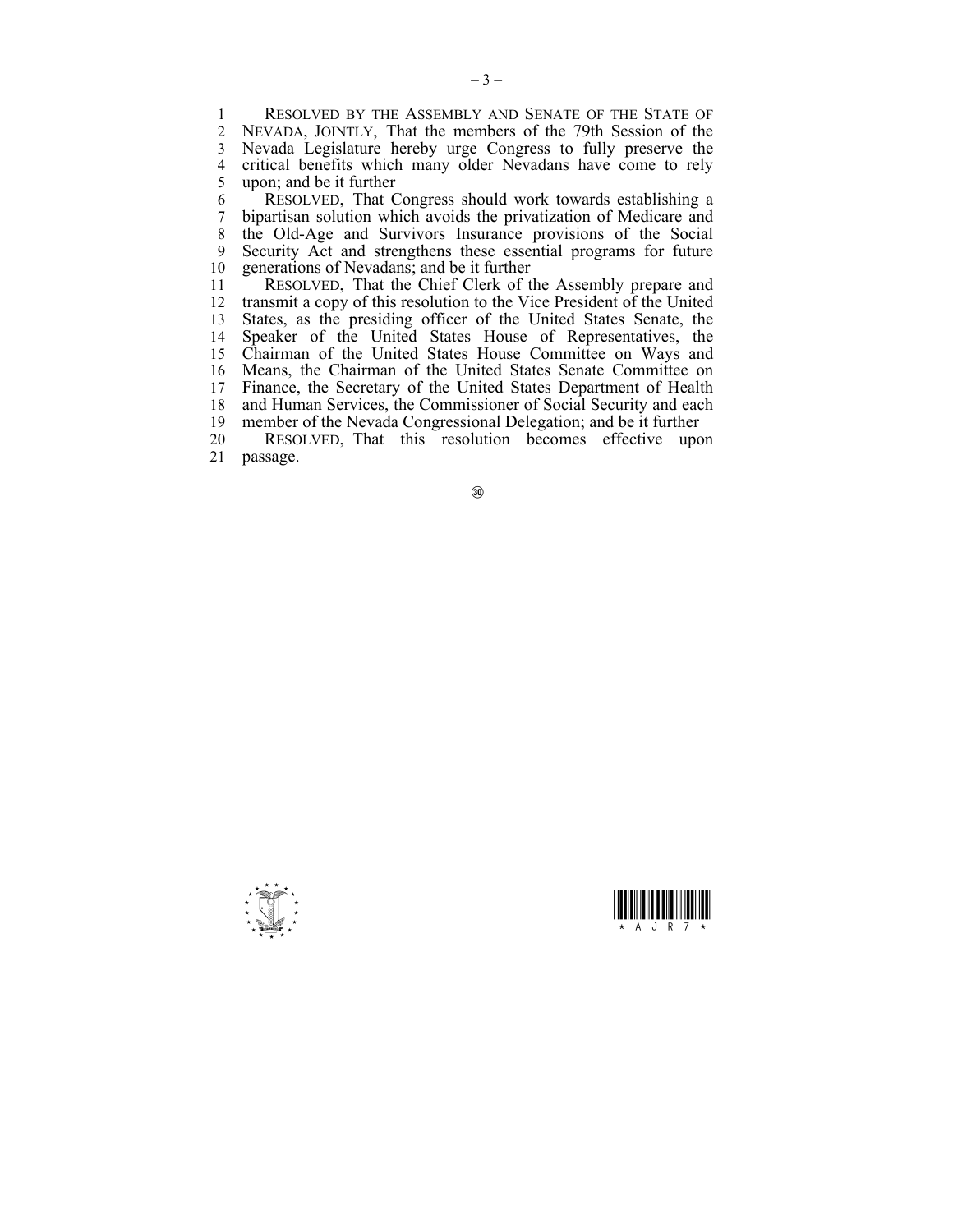RESOLVED BY THE ASSEMBLY AND SENATE OF THE STATE OF NEVADA, JOINTLY, That the members of the 79th Session of the Nevada Legislature hereby urge Congress to fully preserve the critical benefits which many older Nevadans have come to rely upon; and be it further

RESOLVED, That Congress should work towards establishing a bipartisan solution which avoids the privatization of Medicare and the Old-Age and Survivors Insurance provisions of the Social Security Act and strengthens these essential programs for future generations of Nevadans; and be it further

RESOLVED, That the Chief Clerk of the Assembly prepare and transmit a copy of this resolution to the Vice President of the United States, as the presiding officer of the United States Senate, the Speaker of the United States House of Representatives, the Chairman of the United States House Committee on Ways and Means, the Chairman of the United States Senate Committee on Finance, the Secretary of the United States Department of Health and Human Services, the Commissioner of Social Security and each member of the Nevada Congressional Delegation; and be it further

RESOLVED, That this resolution becomes effective upon passage.